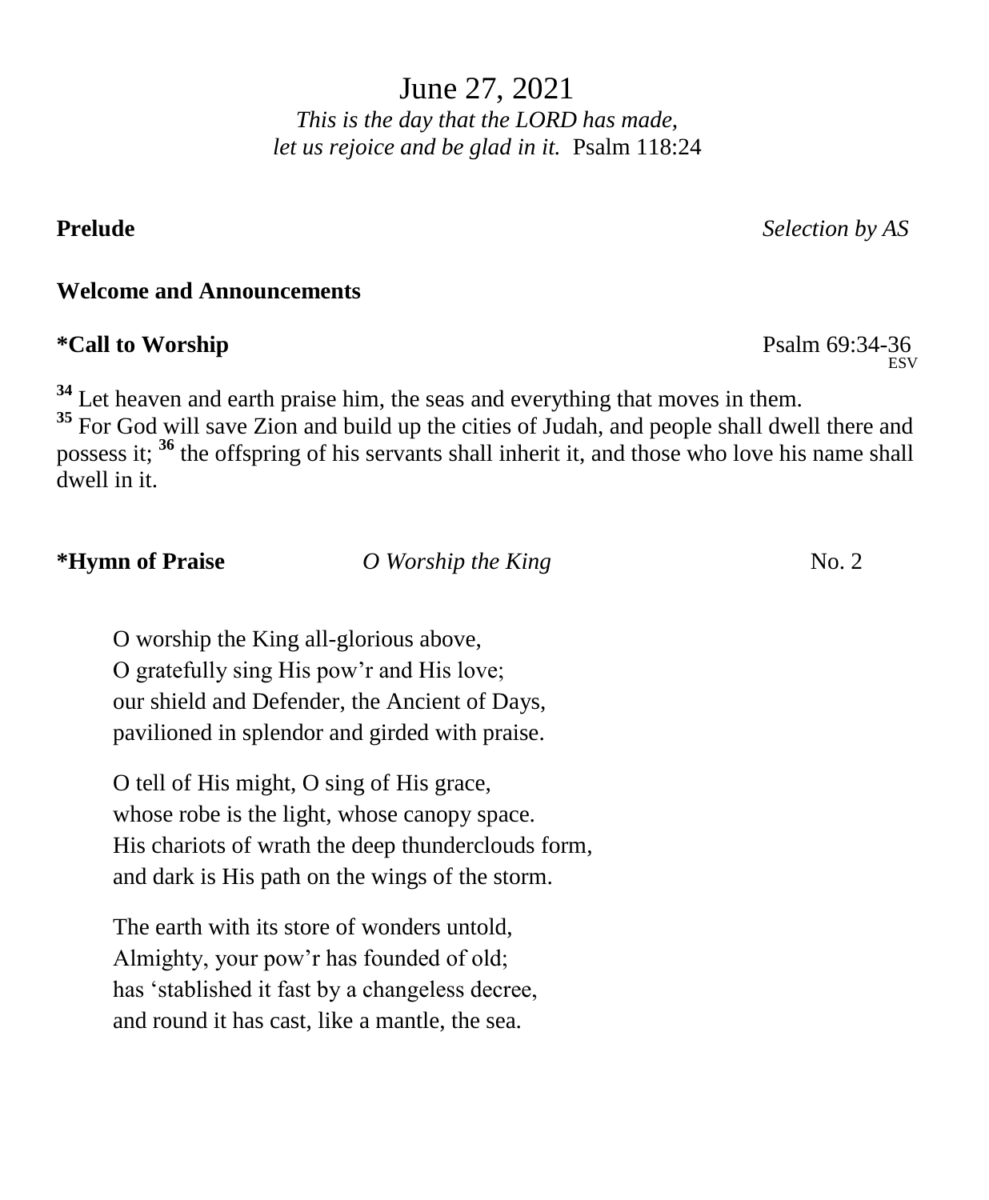# June 27, 2021

*This is the day that the LORD has made,*
*let us rejoice and be glad in it.* Psalm 118:24

**Prelude** *Selection by AS*

**Welcome and Announcements**

**\*Call to Worship** Psalm 69:34-36 ESV

**34** Let heaven and earth praise him, the seas and everything that moves in them. **35** For God will save Zion and build up the cities of Judah, and people shall dwell there and possess it; **36** the offspring of his servants shall inherit it, and those who love his name shall dwell in it.

**\*Hymn of Praise** *O Worship the King* No. 2

O worship the King all-glorious above,
O gratefully sing His pow'r and His love;
our shield and Defender, the Ancient of Days,
pavilioned in splendor and girded with praise.

O tell of His might, O sing of His grace,
whose robe is the light, whose canopy space.
His chariots of wrath the deep thunderclouds form,
and dark is His path on the wings of the storm.

The earth with its store of wonders untold,
Almighty, your pow'r has founded of old;
has 'stablished it fast by a changeless decree,
and round it has cast, like a mantle, the sea.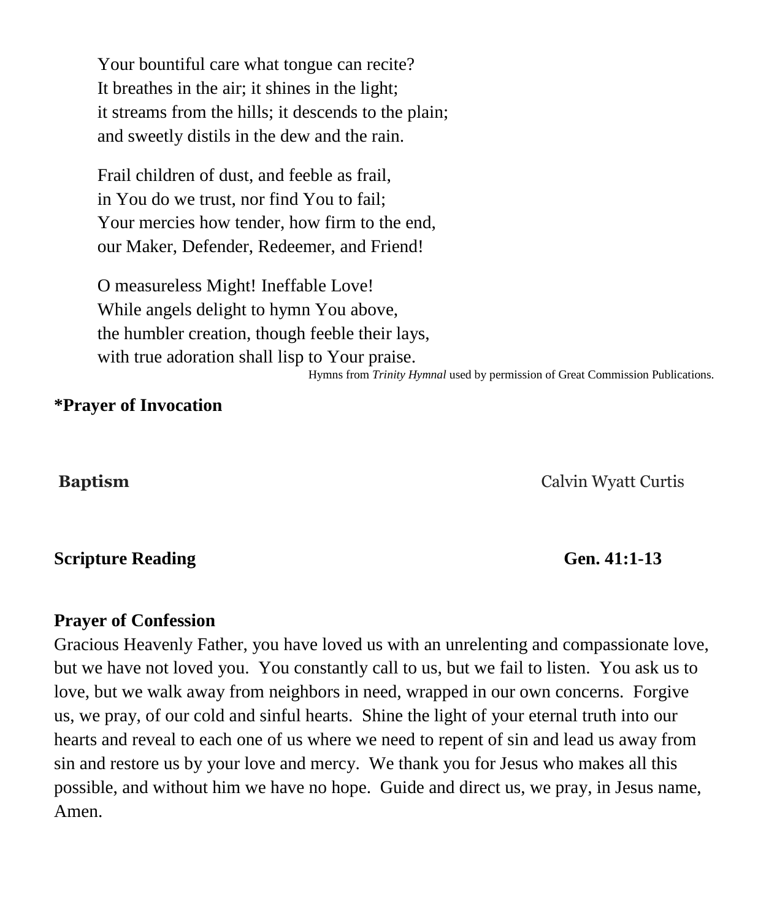Your bountiful care what tongue can recite?
It breathes in the air; it shines in the light;
it streams from the hills; it descends to the plain;
and sweetly distils in the dew and the rain.

Frail children of dust, and feeble as frail,
in You do we trust, nor find You to fail;
Your mercies how tender, how firm to the end,
our Maker, Defender, Redeemer, and Friend!

O measureless Might! Ineffable Love!
While angels delight to hymn You above,
the humbler creation, though feeble their lays,
with true adoration shall lisp to Your praise.

Hymns from *Trinity Hymnal* used by permission of Great Commission Publications.

**\*Prayer of Invocation**

**Baptism** Calvin Wyatt Curtis

**Scripture Reading** **Gen. 41:1-13**

**Prayer of Confession**

Gracious Heavenly Father, you have loved us with an unrelenting and compassionate love, but we have not loved you. You constantly call to us, but we fail to listen. You ask us to love, but we walk away from neighbors in need, wrapped in our own concerns. Forgive us, we pray, of our cold and sinful hearts. Shine the light of your eternal truth into our hearts and reveal to each one of us where we need to repent of sin and lead us away from sin and restore us by your love and mercy. We thank you for Jesus who makes all this possible, and without him we have no hope. Guide and direct us, we pray, in Jesus name, Amen.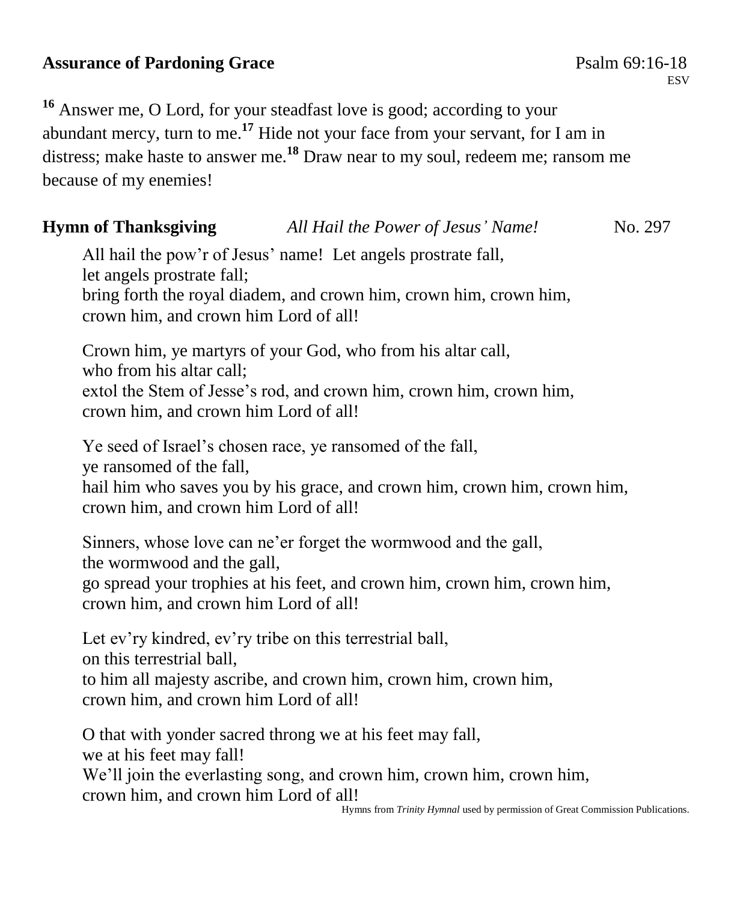**Assurance of Pardoning Grace** Psalm 69:16-18 ESV

[16] Answer me, O Lord, for your steadfast love is good; according to your abundant mercy, turn to me.[17] Hide not your face from your servant, for I am in distress; make haste to answer me.[18] Draw near to my soul, redeem me; ransom me because of my enemies!

**Hymn of Thanksgiving** *All Hail the Power of Jesus' Name!* No. 297

All hail the pow'r of Jesus' name! Let angels prostrate fall,
let angels prostrate fall;
bring forth the royal diadem, and crown him, crown him, crown him,
crown him, and crown him Lord of all!

Crown him, ye martyrs of your God, who from his altar call,
who from his altar call;
extol the Stem of Jesse's rod, and crown him, crown him, crown him,
crown him, and crown him Lord of all!

Ye seed of Israel's chosen race, ye ransomed of the fall,
ye ransomed of the fall,
hail him who saves you by his grace, and crown him, crown him, crown him,
crown him, and crown him Lord of all!

Sinners, whose love can ne'er forget the wormwood and the gall,
the wormwood and the gall,
go spread your trophies at his feet, and crown him, crown him, crown him,
crown him, and crown him Lord of all!

Let ev'ry kindred, ev'ry tribe on this terrestrial ball,
on this terrestrial ball,
to him all majesty ascribe, and crown him, crown him, crown him,
crown him, and crown him Lord of all!

O that with yonder sacred throng we at his feet may fall,
we at his feet may fall!
We'll join the everlasting song, and crown him, crown him, crown him,
crown him, and crown him Lord of all!

Hymns from *Trinity Hymnal* used by permission of Great Commission Publications.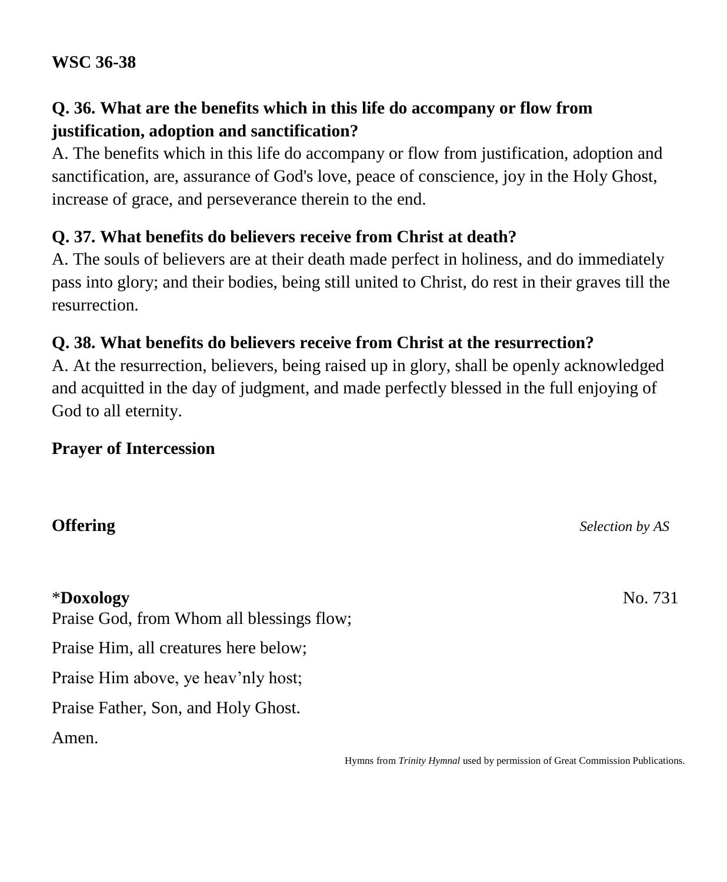**WSC 36-38**

**Q. 36. What are the benefits which in this life do accompany or flow from justification, adoption and sanctification?**
A. The benefits which in this life do accompany or flow from justification, adoption and sanctification, are, assurance of God's love, peace of conscience, joy in the Holy Ghost, increase of grace, and perseverance therein to the end.

**Q. 37. What benefits do believers receive from Christ at death?**
A. The souls of believers are at their death made perfect in holiness, and do immediately pass into glory; and their bodies, being still united to Christ, do rest in their graves till the resurrection.

**Q. 38. What benefits do believers receive from Christ at the resurrection?**
A. At the resurrection, believers, being raised up in glory, shall be openly acknowledged and acquitted in the day of judgment, and made perfectly blessed in the full enjoying of God to all eternity.

**Prayer of Intercession**

**Offering** *Selection by AS*

*__Doxology__ No. 731

Praise God, from Whom all blessings flow;

Praise Him, all creatures here below;

Praise Him above, ye heav'nly host;

Praise Father, Son, and Holy Ghost.

Amen.

Hymns from *Trinity Hymnal* used by permission of Great Commission Publications.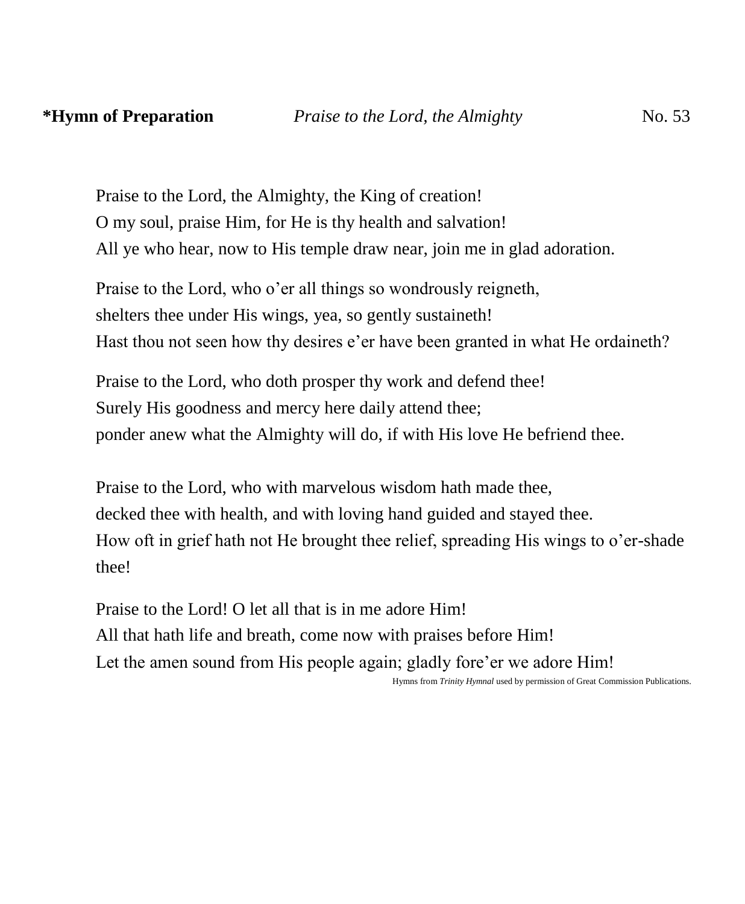**\*Hymn of Preparation** *Praise to the Lord, the Almighty* No. 53

Praise to the Lord, the Almighty, the King of creation!
O my soul, praise Him, for He is thy health and salvation!
All ye who hear, now to His temple draw near, join me in glad adoration.

Praise to the Lord, who o'er all things so wondrously reigneth,
shelters thee under His wings, yea, so gently sustaineth!
Hast thou not seen how thy desires e'er have been granted in what He ordaineth?

Praise to the Lord, who doth prosper thy work and defend thee!
Surely His goodness and mercy here daily attend thee;
ponder anew what the Almighty will do, if with His love He befriend thee.

Praise to the Lord, who with marvelous wisdom hath made thee,
decked thee with health, and with loving hand guided and stayed thee.
How oft in grief hath not He brought thee relief, spreading His wings to o'er-shade thee!

Praise to the Lord! O let all that is in me adore Him!
All that hath life and breath, come now with praises before Him!
Let the amen sound from His people again; gladly fore'er we adore Him!

Hymns from *Trinity Hymnal* used by permission of Great Commission Publications.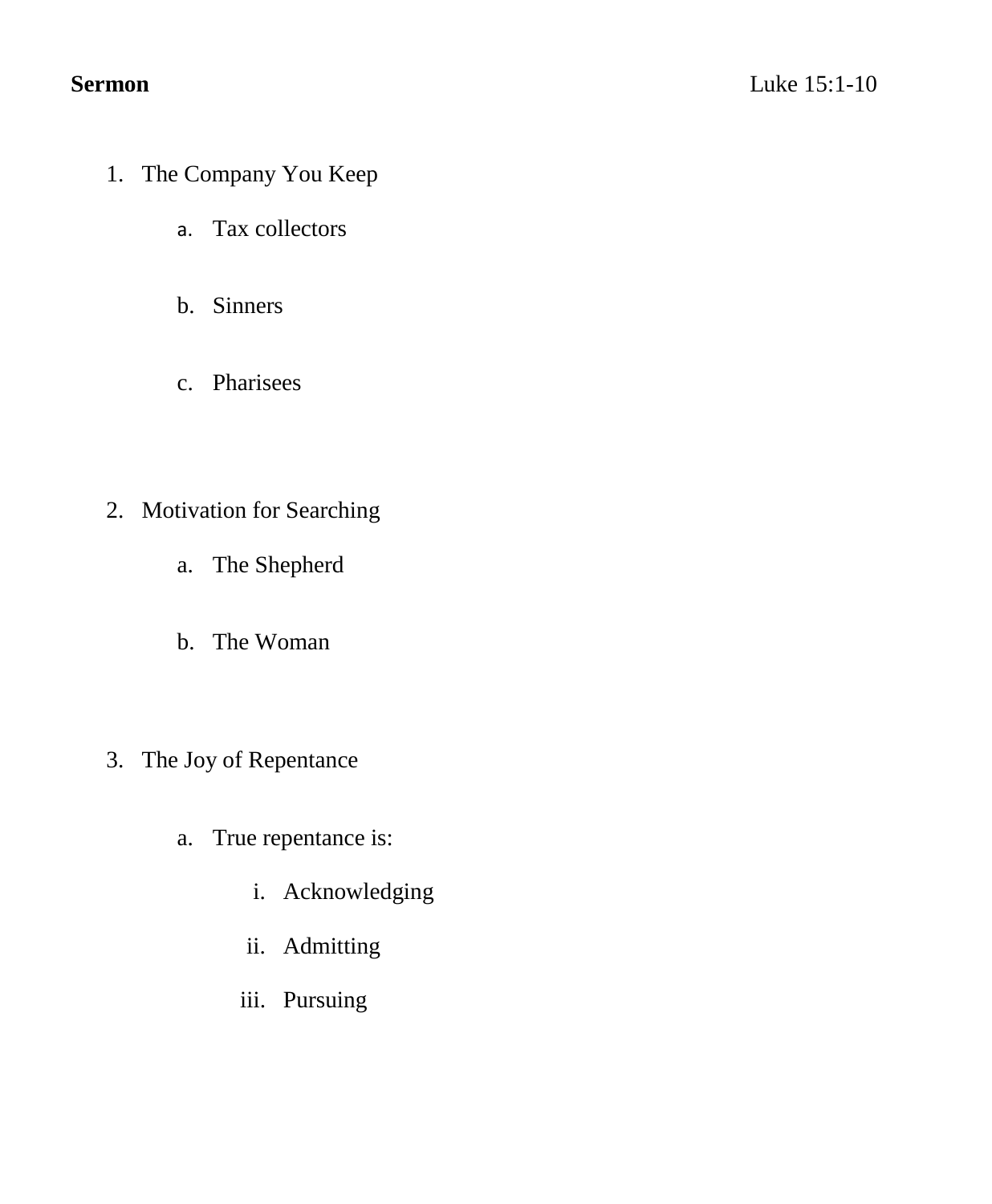**Sermon** Luke 15:1-10

1. The Company You Keep
    a. Tax collectors

    b. Sinners

    c. Pharisees

2. Motivation for Searching
    a. The Shepherd

    b. The Woman

3. The Joy of Repentance
    a. True repentance is:
        i. Acknowledging
        ii. Admitting
        iii. Pursuing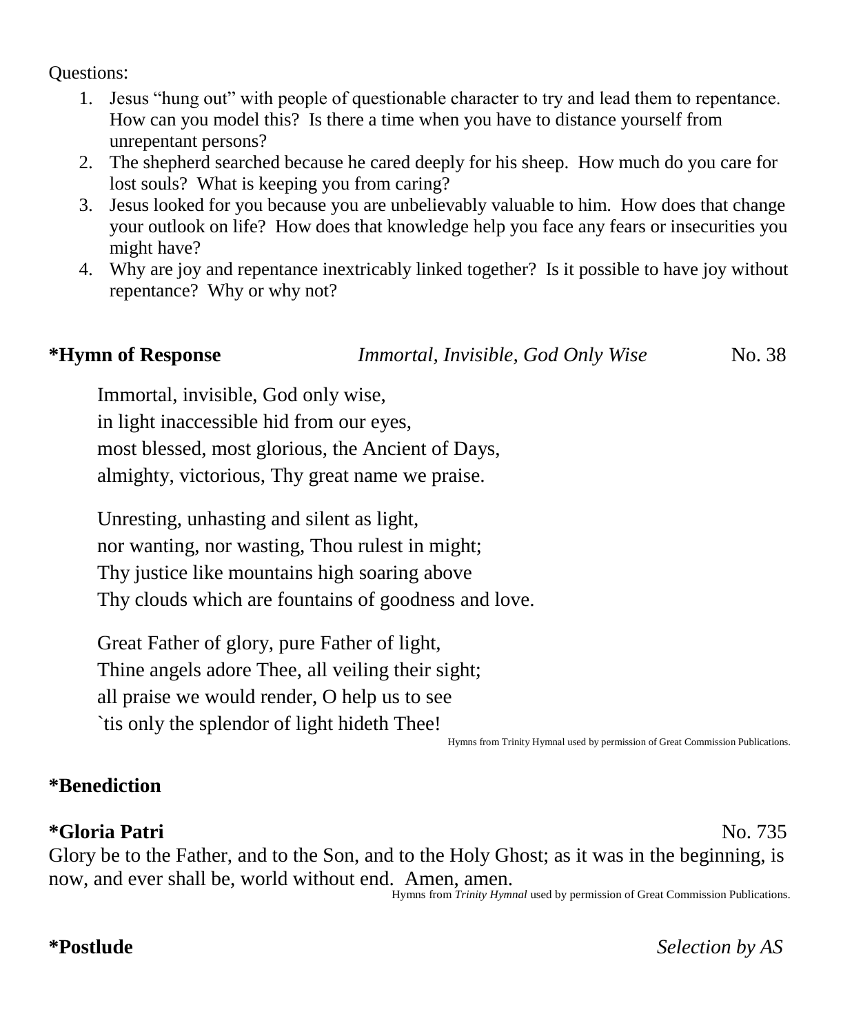Questions:

1. Jesus “hung out” with people of questionable character to try and lead them to repentance. How can you model this? Is there a time when you have to distance yourself from unrepentant persons?
2. The shepherd searched because he cared deeply for his sheep. How much do you care for lost souls? What is keeping you from caring?
3. Jesus looked for you because you are unbelievably valuable to him. How does that change your outlook on life? How does that knowledge help you face any fears or insecurities you might have?
4. Why are joy and repentance inextricably linked together? Is it possible to have joy without repentance? Why or why not?

**\*Hymn of Response** *Immortal, Invisible, God Only Wise* No. 38

Immortal, invisible, God only wise,
in light inaccessible hid from our eyes,
most blessed, most glorious, the Ancient of Days,
almighty, victorious, Thy great name we praise.

Unresting, unhasting and silent as light,
nor wanting, nor wasting, Thou rulest in might;
Thy justice like mountains high soaring above
Thy clouds which are fountains of goodness and love.

Great Father of glory, pure Father of light,
Thine angels adore Thee, all veiling their sight;
all praise we would render, O help us to see
`tis only the splendor of light hideth Thee!

Hymns from Trinity Hymnal used by permission of Great Commission Publications.

**\*Benediction**

**\*Gloria Patri** No. 735

Glory be to the Father, and to the Son, and to the Holy Ghost; as it was in the beginning, is now, and ever shall be, world without end. Amen, amen.

Hymns from *Trinity Hymnal* used by permission of Great Commission Publications.

**\*Postlude** *Selection by AS*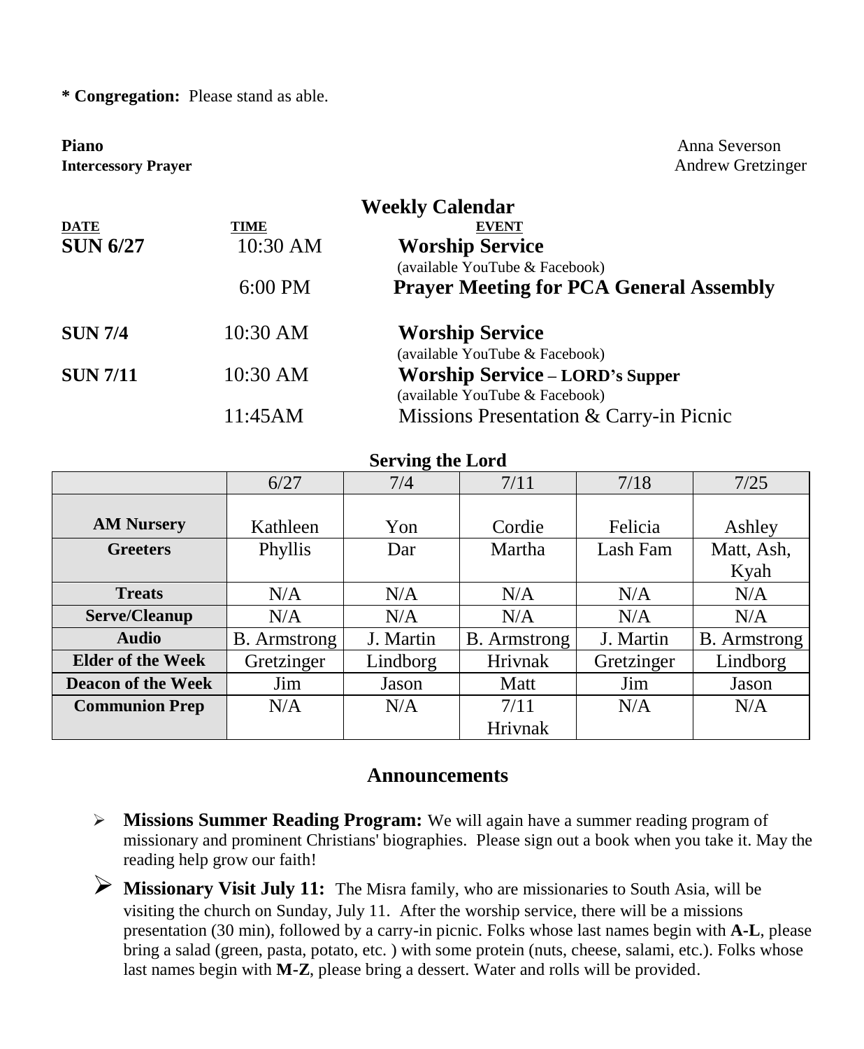**\* Congregation:** Please stand as able.

**Piano** Anna Severson
**Intercessory Prayer** Andrew Gretzinger

## Weekly Calendar

| DATE | TIME | EVENT |
|---|---|---|
| **SUN 6/27** | 10:30 AM | **Worship Service** (available YouTube & Facebook) |
| | 6:00 PM | **Prayer Meeting for PCA General Assembly** |
| **SUN 7/4** | 10:30 AM | **Worship Service** (available YouTube & Facebook) |
| **SUN 7/11** | 10:30 AM | **Worship Service – LORD's Supper** (available YouTube & Facebook) |
| | 11:45AM | Missions Presentation & Carry-in Picnic |

### Serving the Lord

| | 6/27 | 7/4 | 7/11 | 7/18 | 7/25 |
|---|---|---|---|---|---|
| **AM Nursery** | Kathleen | Yon | Cordie | Felicia | Ashley |
| **Greeters** | Phyllis | Dar | Martha | Lash Fam | Matt, Ash, Kyah |
| **Treats** | N/A | N/A | N/A | N/A | N/A |
| **Serve/Cleanup** | N/A | N/A | N/A | N/A | N/A |
| **Audio** | B. Armstrong | J. Martin | B. Armstrong | J. Martin | B. Armstrong |
| **Elder of the Week** | Gretzinger | Lindborg | Hrivnak | Gretzinger | Lindborg |
| **Deacon of the Week** | Jim | Jason | Matt | Jim | Jason |
| **Communion Prep** | N/A | N/A | 7/11 Hrivnak | N/A | N/A |

## Announcements

- **Missions Summer Reading Program:** We will again have a summer reading program of missionary and prominent Christians' biographies. Please sign out a book when you take it. May the reading help grow our faith!
- **Missionary Visit July 11:** The Misra family, who are missionaries to South Asia, will be visiting the church on Sunday, July 11. After the worship service, there will be a missions presentation (30 min), followed by a carry-in picnic. Folks whose last names begin with **A-L**, please bring a salad (green, pasta, potato, etc. ) with some protein (nuts, cheese, salami, etc.). Folks whose last names begin with **M-Z**, please bring a dessert. Water and rolls will be provided.